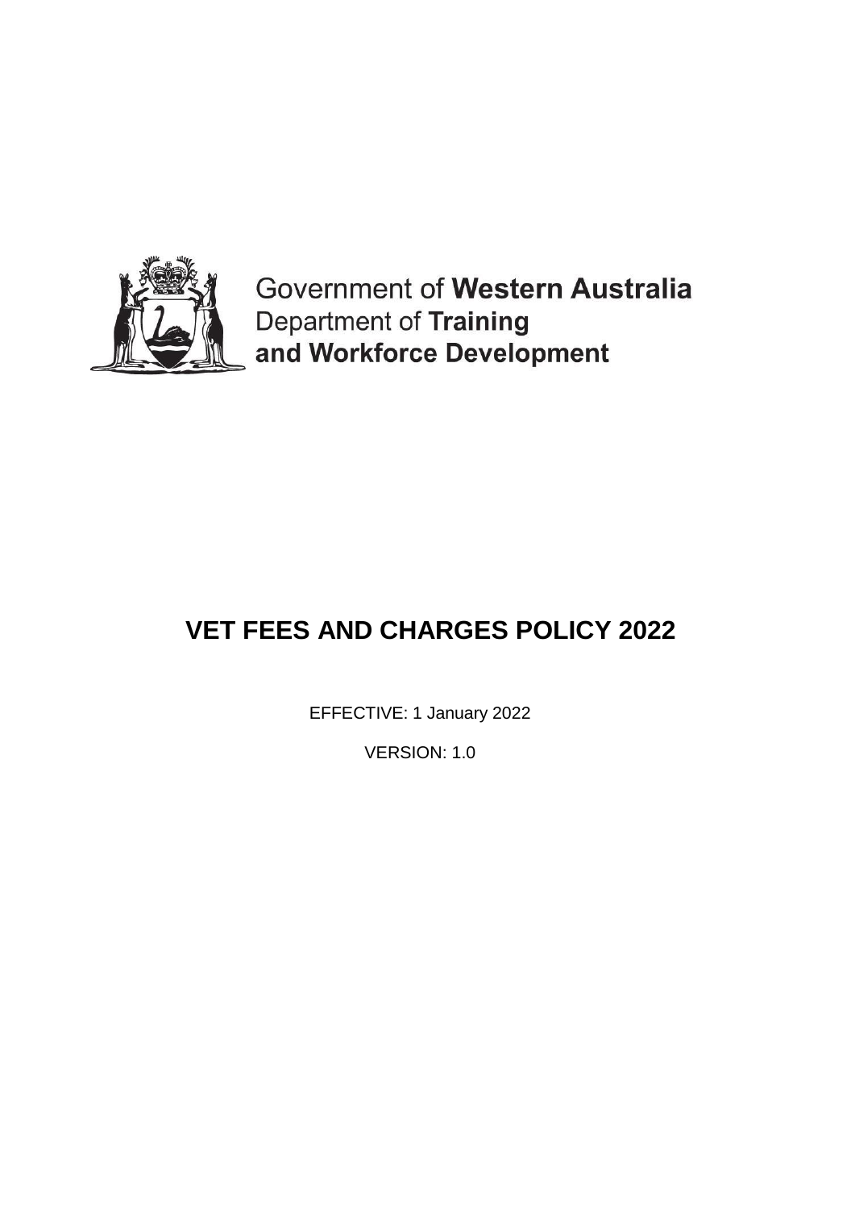Government of **Western Australia**
Department of **Training**
**and Workforce Development**

# VET FEES AND CHARGES POLICY 2022

EFFECTIVE: 1 January 2022

VERSION: 1.0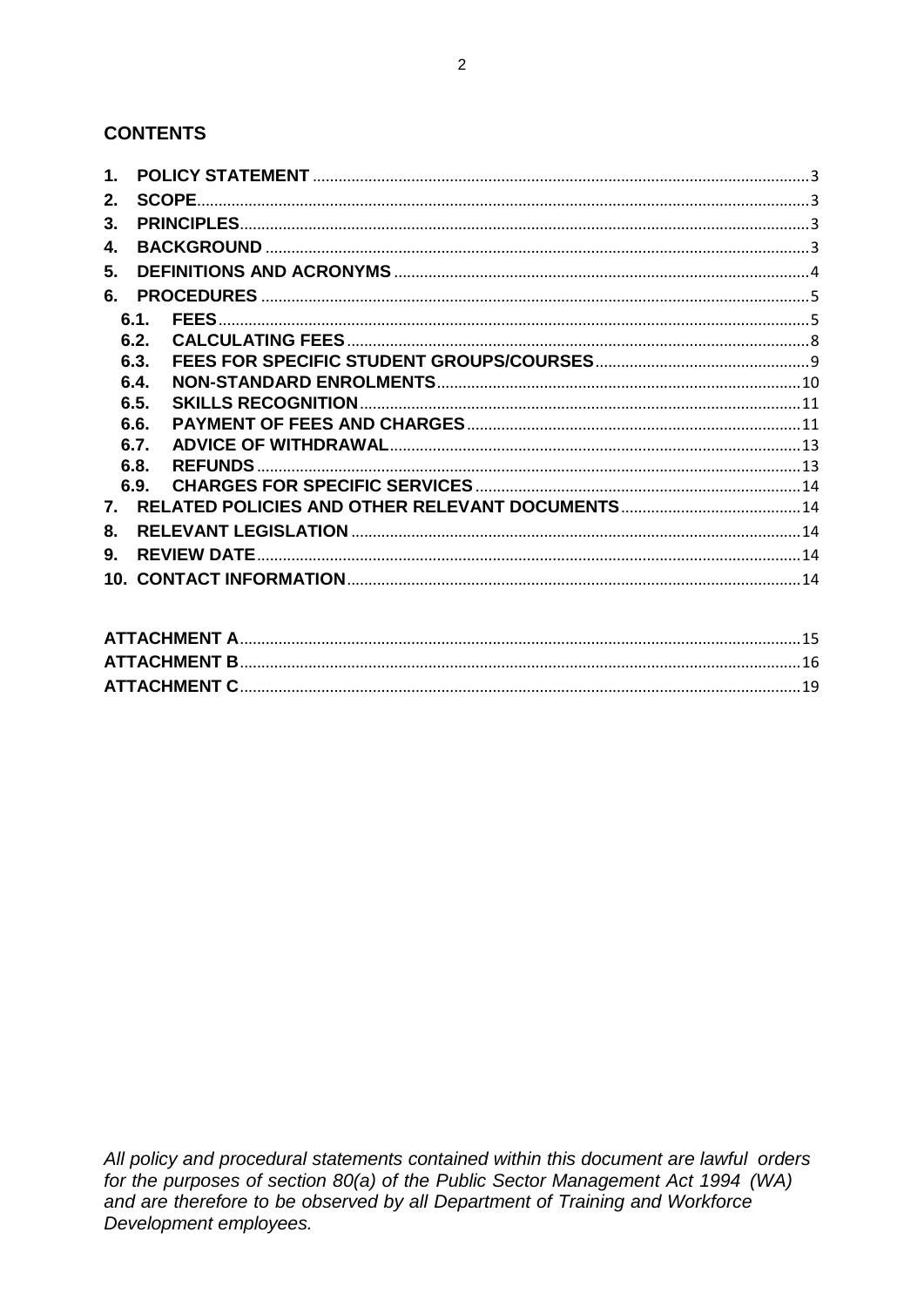## CONTENTS

1. **POLICY STATEMENT** ... 3
2. **SCOPE** ... 3
3. **PRINCIPLES** ... 3
4. **BACKGROUND** ... 3
5. **DEFINITIONS AND ACRONYMS** ... 4
6. **PROCEDURES** ... 5
   - 6.1. **FEES** ... 5
   - 6.2. **CALCULATING FEES** ... 8
   - 6.3. **FEES FOR SPECIFIC STUDENT GROUPS/COURSES** ... 9
   - 6.4. **NON-STANDARD ENROLMENTS** ... 10
   - 6.5. **SKILLS RECOGNITION** ... 11
   - 6.6. **PAYMENT OF FEES AND CHARGES** ... 11
   - 6.7. **ADVICE OF WITHDRAWAL** ... 13
   - 6.8. **REFUNDS** ... 13
   - 6.9. **CHARGES FOR SPECIFIC SERVICES** ... 14
7. **RELATED POLICIES AND OTHER RELEVANT DOCUMENTS** ... 14
8. **RELEVANT LEGISLATION** ... 14
9. **REVIEW DATE** ... 14
10. **CONTACT INFORMATION** ... 14

**ATTACHMENT A** ... 15
**ATTACHMENT B** ... 16
**ATTACHMENT C** ... 19

*All policy and procedural statements contained within this document are lawful orders for the purposes of section 80(a) of the Public Sector Management Act 1994 (WA) and are therefore to be observed by all Department of Training and Workforce Development employees.*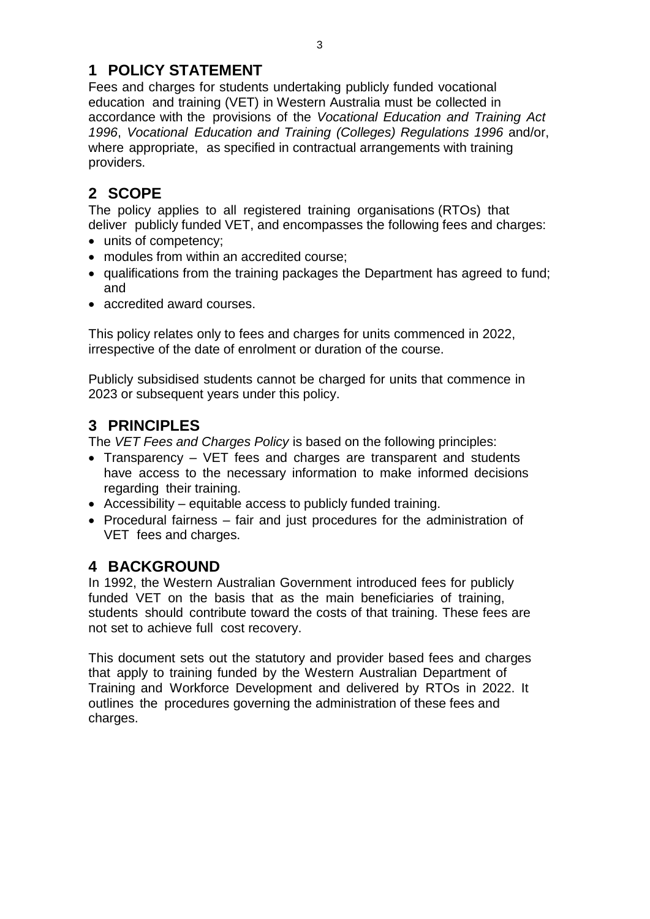## 1 POLICY STATEMENT

Fees and charges for students undertaking publicly funded vocational education and training (VET) in Western Australia must be collected in accordance with the provisions of the *Vocational Education and Training Act 1996*, *Vocational Education and Training (Colleges) Regulations 1996* and/or, where appropriate, as specified in contractual arrangements with training providers.

## 2 SCOPE

The policy applies to all registered training organisations (RTOs) that deliver publicly funded VET, and encompasses the following fees and charges:

- units of competency;
- modules from within an accredited course;
- qualifications from the training packages the Department has agreed to fund; and
- accredited award courses.

This policy relates only to fees and charges for units commenced in 2022, irrespective of the date of enrolment or duration of the course.

Publicly subsidised students cannot be charged for units that commence in 2023 or subsequent years under this policy.

## 3 PRINCIPLES

The *VET Fees and Charges Policy* is based on the following principles:

- Transparency – VET fees and charges are transparent and students have access to the necessary information to make informed decisions regarding their training.
- Accessibility – equitable access to publicly funded training.
- Procedural fairness – fair and just procedures for the administration of VET fees and charges.

## 4 BACKGROUND

In 1992, the Western Australian Government introduced fees for publicly funded VET on the basis that as the main beneficiaries of training, students should contribute toward the costs of that training. These fees are not set to achieve full cost recovery.

This document sets out the statutory and provider based fees and charges that apply to training funded by the Western Australian Department of Training and Workforce Development and delivered by RTOs in 2022. It outlines the procedures governing the administration of these fees and charges.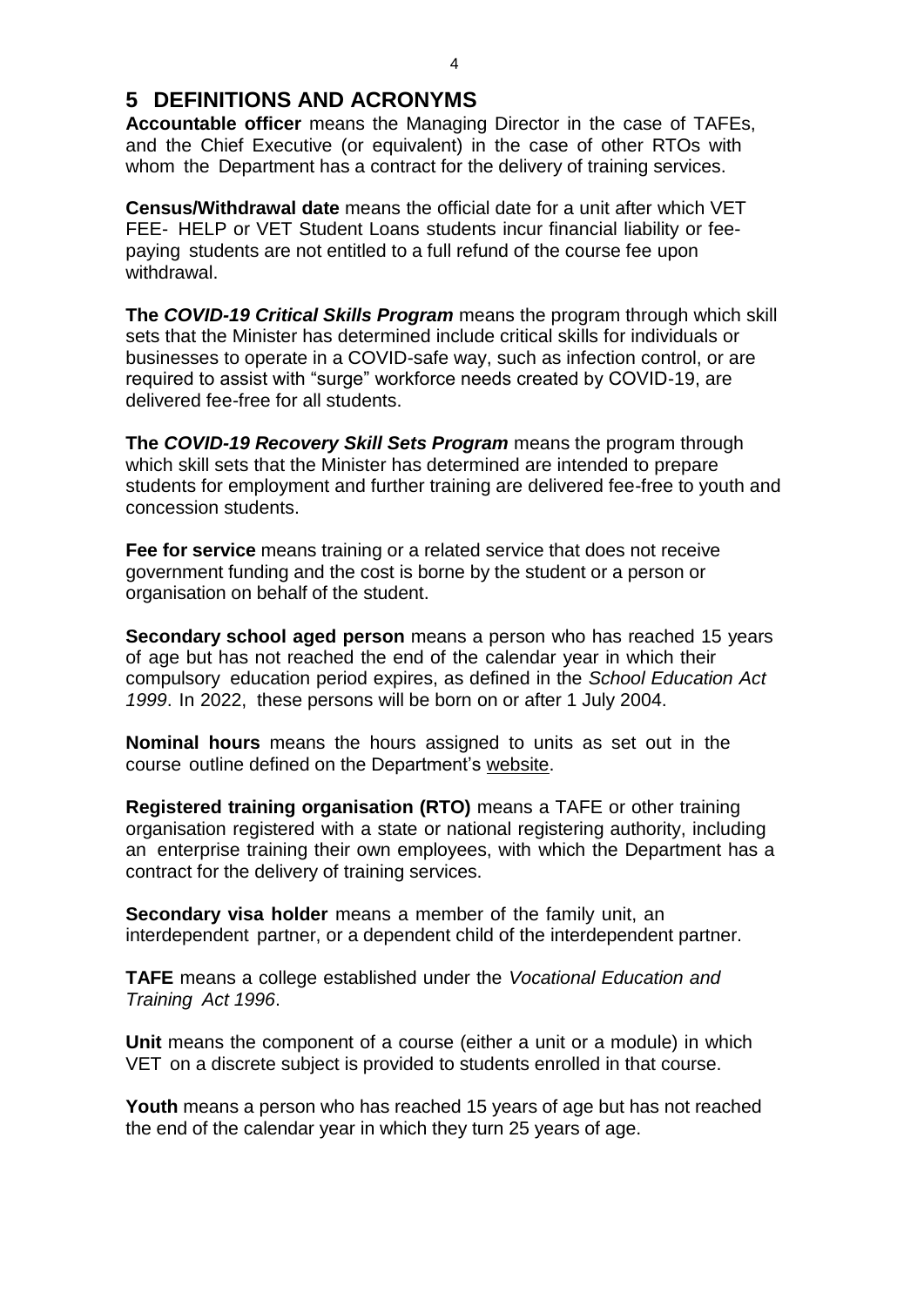## 5 DEFINITIONS AND ACRONYMS

**Accountable officer** means the Managing Director in the case of TAFEs, and the Chief Executive (or equivalent) in the case of other RTOs with whom the Department has a contract for the delivery of training services.

**Census/Withdrawal date** means the official date for a unit after which VET FEE- HELP or VET Student Loans students incur financial liability or fee-paying students are not entitled to a full refund of the course fee upon withdrawal.

**The *COVID-19 Critical Skills Program*** means the program through which skill sets that the Minister has determined include critical skills for individuals or businesses to operate in a COVID-safe way, such as infection control, or are required to assist with "surge" workforce needs created by COVID-19, are delivered fee-free for all students.

**The *COVID-19 Recovery Skill Sets Program*** means the program through which skill sets that the Minister has determined are intended to prepare students for employment and further training are delivered fee-free to youth and concession students.

**Fee for service** means training or a related service that does not receive government funding and the cost is borne by the student or a person or organisation on behalf of the student.

**Secondary school aged person** means a person who has reached 15 years of age but has not reached the end of the calendar year in which their compulsory education period expires, as defined in the *School Education Act 1999*. In 2022, these persons will be born on or after 1 July 2004.

**Nominal hours** means the hours assigned to units as set out in the course outline defined on the Department's website.

**Registered training organisation (RTO)** means a TAFE or other training organisation registered with a state or national registering authority, including an enterprise training their own employees, with which the Department has a contract for the delivery of training services.

**Secondary visa holder** means a member of the family unit, an interdependent partner, or a dependent child of the interdependent partner.

**TAFE** means a college established under the *Vocational Education and Training Act 1996*.

**Unit** means the component of a course (either a unit or a module) in which VET on a discrete subject is provided to students enrolled in that course.

**Youth** means a person who has reached 15 years of age but has not reached the end of the calendar year in which they turn 25 years of age.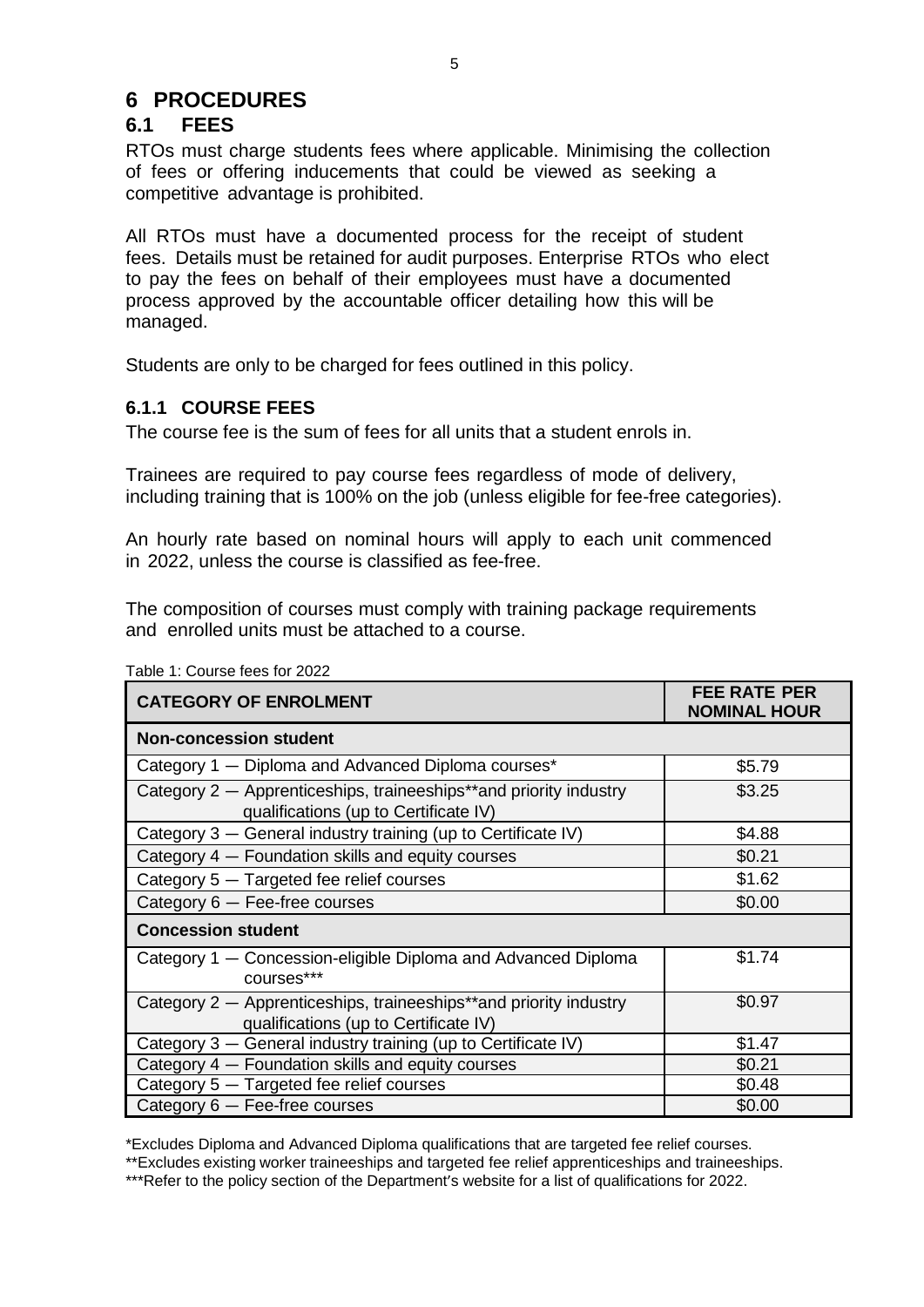# 6 PROCEDURES

## 6.1 FEES

RTOs must charge students fees where applicable. Minimising the collection of fees or offering inducements that could be viewed as seeking a competitive advantage is prohibited.

All RTOs must have a documented process for the receipt of student fees. Details must be retained for audit purposes. Enterprise RTOs who elect to pay the fees on behalf of their employees must have a documented process approved by the accountable officer detailing how this will be managed.

Students are only to be charged for fees outlined in this policy.

### 6.1.1 COURSE FEES

The course fee is the sum of fees for all units that a student enrols in.

Trainees are required to pay course fees regardless of mode of delivery, including training that is 100% on the job (unless eligible for fee-free categories).

An hourly rate based on nominal hours will apply to each unit commenced in 2022, unless the course is classified as fee-free.

The composition of courses must comply with training package requirements and enrolled units must be attached to a course.

Table 1: Course fees for 2022

| CATEGORY OF ENROLMENT | FEE RATE PER NOMINAL HOUR |
|---|---|
| **Non-concession student** | |
| Category 1 — Diploma and Advanced Diploma courses* | $5.79 |
| Category 2 — Apprenticeships, traineeships**and priority industry qualifications (up to Certificate IV) | $3.25 |
| Category 3 — General industry training (up to Certificate IV) | $4.88 |
| Category 4 — Foundation skills and equity courses | $0.21 |
| Category 5 — Targeted fee relief courses | $1.62 |
| Category 6 — Fee-free courses | $0.00 |
| **Concession student** | |
| Category 1 — Concession-eligible Diploma and Advanced Diploma courses*** | $1.74 |
| Category 2 — Apprenticeships, traineeships**and priority industry qualifications (up to Certificate IV) | $0.97 |
| Category 3 — General industry training (up to Certificate IV) | $1.47 |
| Category 4 — Foundation skills and equity courses | $0.21 |
| Category 5 — Targeted fee relief courses | $0.48 |
| Category 6 — Fee-free courses | $0.00 |

*Excludes Diploma and Advanced Diploma qualifications that are targeted fee relief courses.

**Excludes existing worker traineeships and targeted fee relief apprenticeships and traineeships.

***Refer to the policy section of the Department's website for a list of qualifications for 2022.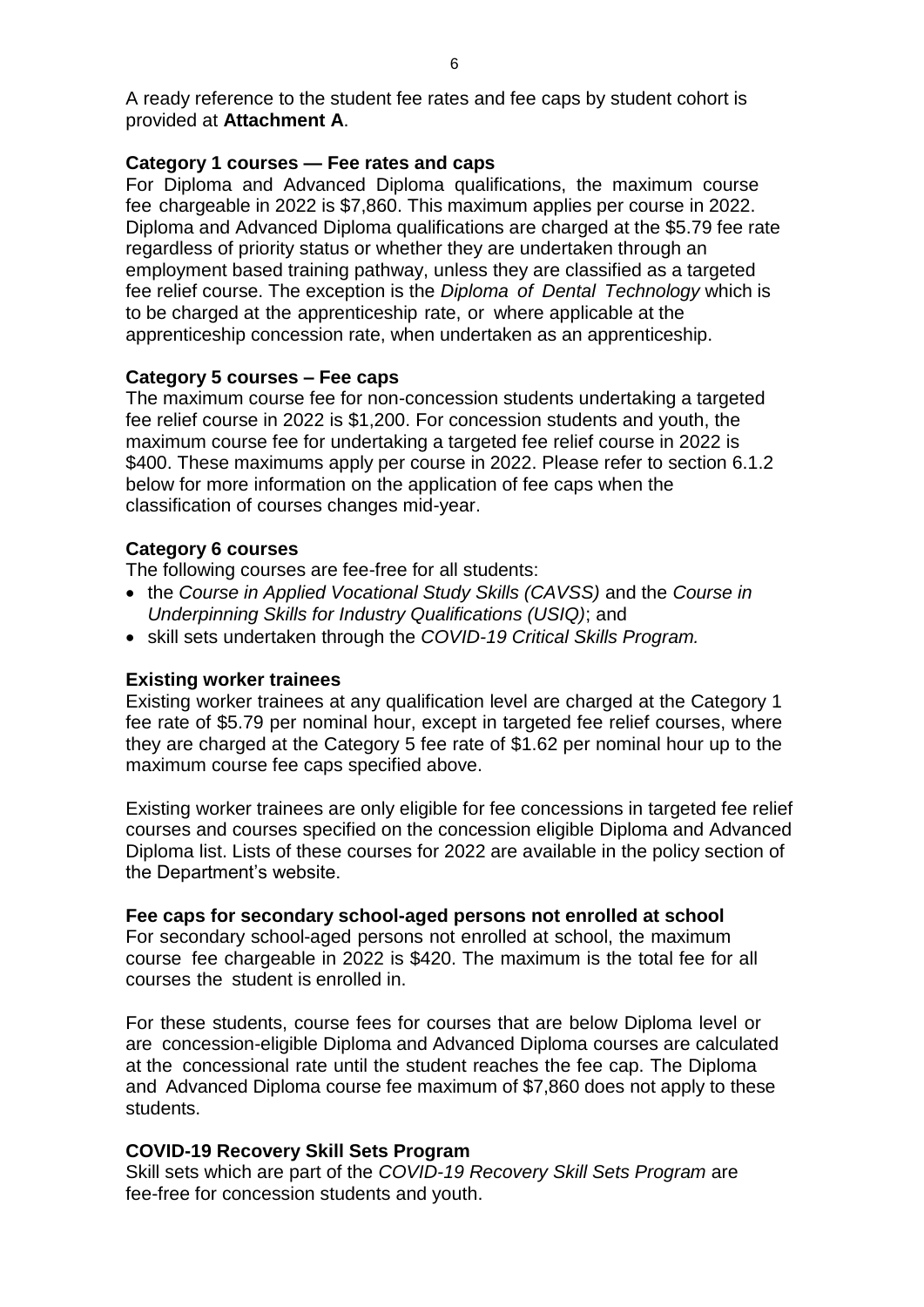A ready reference to the student fee rates and fee caps by student cohort is provided at **Attachment A**.

**Category 1 courses — Fee rates and caps**

For Diploma and Advanced Diploma qualifications, the maximum course fee chargeable in 2022 is $7,860. This maximum applies per course in 2022. Diploma and Advanced Diploma qualifications are charged at the $5.79 fee rate regardless of priority status or whether they are undertaken through an employment based training pathway, unless they are classified as a targeted fee relief course. The exception is the *Diploma of Dental Technology* which is to be charged at the apprenticeship rate, or where applicable at the apprenticeship concession rate, when undertaken as an apprenticeship.

**Category 5 courses – Fee caps**

The maximum course fee for non-concession students undertaking a targeted fee relief course in 2022 is $1,200. For concession students and youth, the maximum course fee for undertaking a targeted fee relief course in 2022 is $400. These maximums apply per course in 2022. Please refer to section 6.1.2 below for more information on the application of fee caps when the classification of courses changes mid-year.

**Category 6 courses**

The following courses are fee-free for all students:

- the *Course in Applied Vocational Study Skills (CAVSS)* and the *Course in Underpinning Skills for Industry Qualifications (USIQ)*; and
- skill sets undertaken through the *COVID-19 Critical Skills Program.*

**Existing worker trainees**

Existing worker trainees at any qualification level are charged at the Category 1 fee rate of $5.79 per nominal hour, except in targeted fee relief courses, where they are charged at the Category 5 fee rate of $1.62 per nominal hour up to the maximum course fee caps specified above.

Existing worker trainees are only eligible for fee concessions in targeted fee relief courses and courses specified on the concession eligible Diploma and Advanced Diploma list. Lists of these courses for 2022 are available in the policy section of the Department's website.

**Fee caps for secondary school-aged persons not enrolled at school**

For secondary school-aged persons not enrolled at school, the maximum course fee chargeable in 2022 is $420. The maximum is the total fee for all courses the student is enrolled in.

For these students, course fees for courses that are below Diploma level or are concession-eligible Diploma and Advanced Diploma courses are calculated at the concessional rate until the student reaches the fee cap. The Diploma and Advanced Diploma course fee maximum of $7,860 does not apply to these students.

**COVID-19 Recovery Skill Sets Program**

Skill sets which are part of the *COVID-19 Recovery Skill Sets Program* are fee-free for concession students and youth.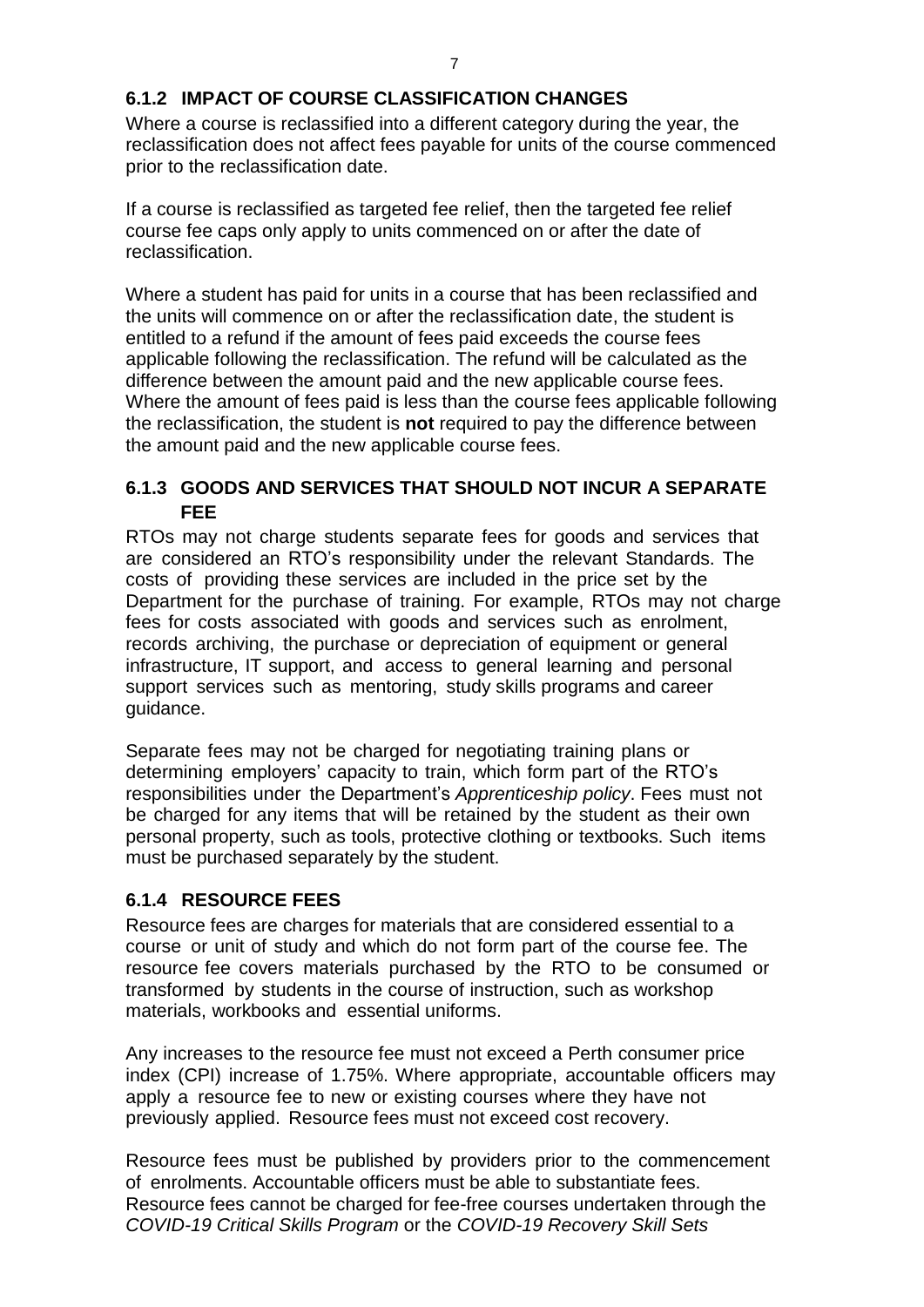### 6.1.2 IMPACT OF COURSE CLASSIFICATION CHANGES

Where a course is reclassified into a different category during the year, the reclassification does not affect fees payable for units of the course commenced prior to the reclassification date.

If a course is reclassified as targeted fee relief, then the targeted fee relief course fee caps only apply to units commenced on or after the date of reclassification.

Where a student has paid for units in a course that has been reclassified and the units will commence on or after the reclassification date, the student is entitled to a refund if the amount of fees paid exceeds the course fees applicable following the reclassification. The refund will be calculated as the difference between the amount paid and the new applicable course fees. Where the amount of fees paid is less than the course fees applicable following the reclassification, the student is **not** required to pay the difference between the amount paid and the new applicable course fees.

### 6.1.3 GOODS AND SERVICES THAT SHOULD NOT INCUR A SEPARATE FEE

RTOs may not charge students separate fees for goods and services that are considered an RTO's responsibility under the relevant Standards. The costs of providing these services are included in the price set by the Department for the purchase of training. For example, RTOs may not charge fees for costs associated with goods and services such as enrolment, records archiving, the purchase or depreciation of equipment or general infrastructure, IT support, and access to general learning and personal support services such as mentoring, study skills programs and career guidance.

Separate fees may not be charged for negotiating training plans or determining employers' capacity to train, which form part of the RTO's responsibilities under the Department's *Apprenticeship policy*. Fees must not be charged for any items that will be retained by the student as their own personal property, such as tools, protective clothing or textbooks. Such items must be purchased separately by the student.

### 6.1.4 RESOURCE FEES

Resource fees are charges for materials that are considered essential to a course or unit of study and which do not form part of the course fee. The resource fee covers materials purchased by the RTO to be consumed or transformed by students in the course of instruction, such as workshop materials, workbooks and essential uniforms.

Any increases to the resource fee must not exceed a Perth consumer price index (CPI) increase of 1.75%. Where appropriate, accountable officers may apply a resource fee to new or existing courses where they have not previously applied. Resource fees must not exceed cost recovery.

Resource fees must be published by providers prior to the commencement of enrolments. Accountable officers must be able to substantiate fees. Resource fees cannot be charged for fee-free courses undertaken through the *COVID-19 Critical Skills Program* or the *COVID-19 Recovery Skill Sets*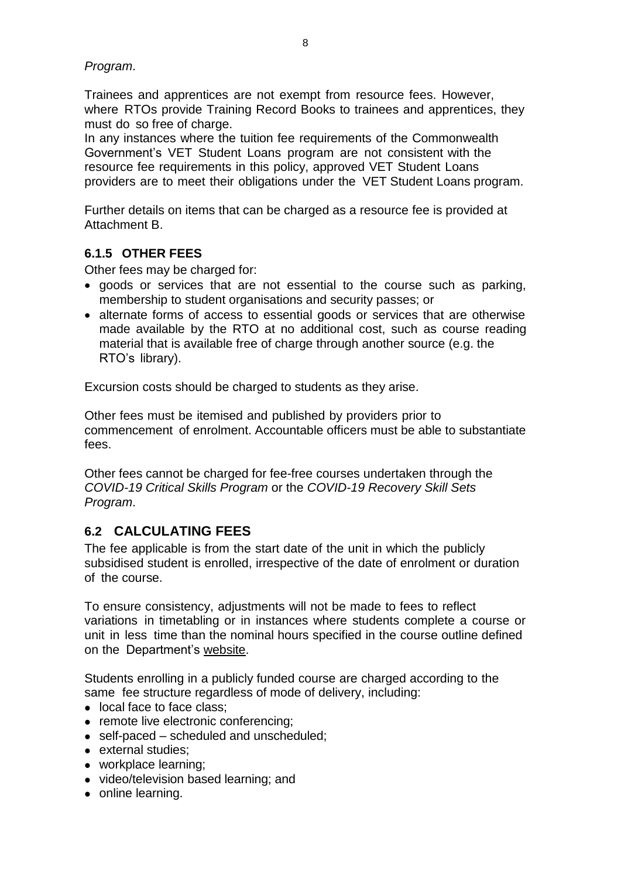*Program*.

Trainees and apprentices are not exempt from resource fees. However, where RTOs provide Training Record Books to trainees and apprentices, they must do so free of charge.
In any instances where the tuition fee requirements of the Commonwealth Government's VET Student Loans program are not consistent with the resource fee requirements in this policy, approved VET Student Loans providers are to meet their obligations under the VET Student Loans program.

Further details on items that can be charged as a resource fee is provided at Attachment B.

### 6.1.5 OTHER FEES

Other fees may be charged for:

- goods or services that are not essential to the course such as parking, membership to student organisations and security passes; or
- alternate forms of access to essential goods or services that are otherwise made available by the RTO at no additional cost, such as course reading material that is available free of charge through another source (e.g. the RTO's library).

Excursion costs should be charged to students as they arise.

Other fees must be itemised and published by providers prior to commencement of enrolment. Accountable officers must be able to substantiate fees.

Other fees cannot be charged for fee-free courses undertaken through the *COVID-19 Critical Skills Program* or the *COVID-19 Recovery Skill Sets Program*.

## 6.2 CALCULATING FEES

The fee applicable is from the start date of the unit in which the publicly subsidised student is enrolled, irrespective of the date of enrolment or duration of the course.

To ensure consistency, adjustments will not be made to fees to reflect variations in timetabling or in instances where students complete a course or unit in less time than the nominal hours specified in the course outline defined on the Department's website.

Students enrolling in a publicly funded course are charged according to the same fee structure regardless of mode of delivery, including:

- local face to face class;
- remote live electronic conferencing;
- self-paced – scheduled and unscheduled;
- external studies;
- workplace learning;
- video/television based learning; and
- online learning.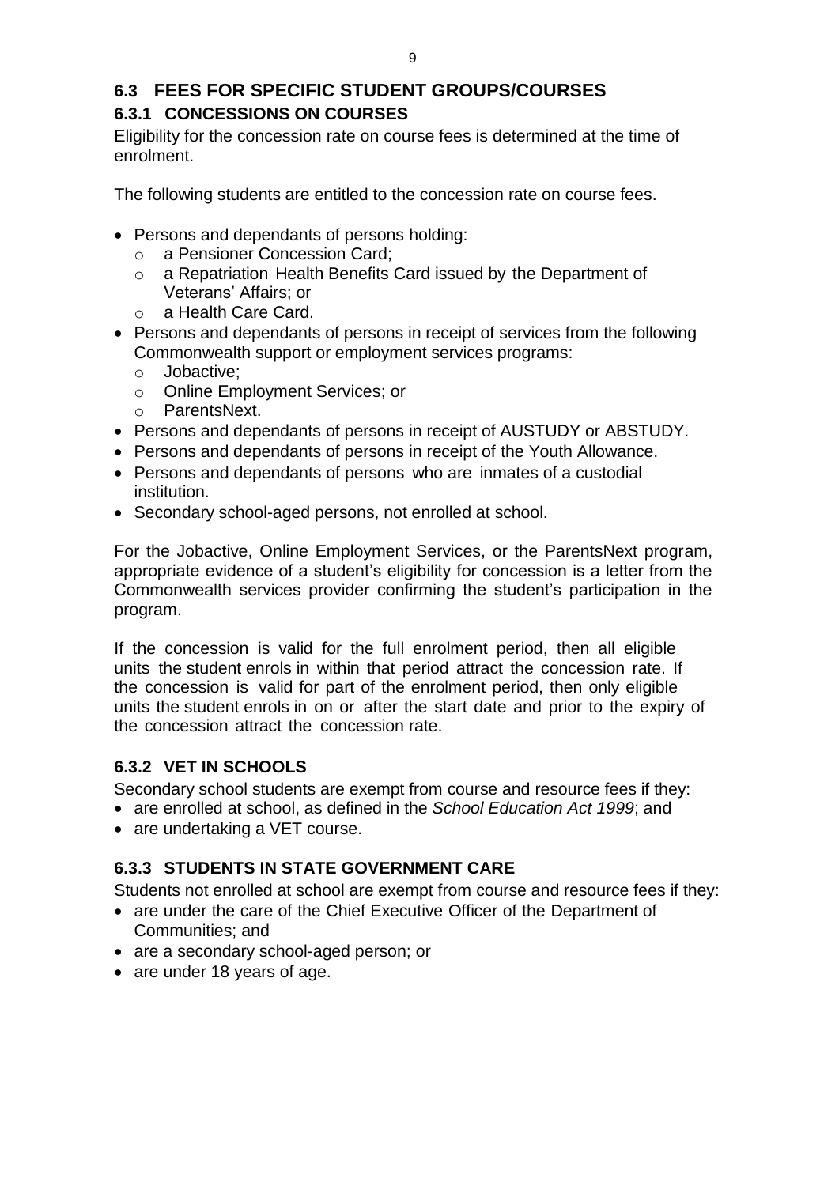## 6.3 FEES FOR SPECIFIC STUDENT GROUPS/COURSES

### 6.3.1 CONCESSIONS ON COURSES

Eligibility for the concession rate on course fees is determined at the time of enrolment.

The following students are entitled to the concession rate on course fees.

- Persons and dependants of persons holding:
  - a Pensioner Concession Card;
  - a Repatriation Health Benefits Card issued by the Department of Veterans' Affairs; or
  - a Health Care Card.
- Persons and dependants of persons in receipt of services from the following Commonwealth support or employment services programs:
  - Jobactive;
  - Online Employment Services; or
  - ParentsNext.
- Persons and dependants of persons in receipt of AUSTUDY or ABSTUDY.
- Persons and dependants of persons in receipt of the Youth Allowance.
- Persons and dependants of persons who are inmates of a custodial institution.
- Secondary school-aged persons, not enrolled at school.

For the Jobactive, Online Employment Services, or the ParentsNext program, appropriate evidence of a student's eligibility for concession is a letter from the Commonwealth services provider confirming the student's participation in the program.

If the concession is valid for the full enrolment period, then all eligible units the student enrols in within that period attract the concession rate. If the concession is valid for part of the enrolment period, then only eligible units the student enrols in on or after the start date and prior to the expiry of the concession attract the concession rate.

### 6.3.2 VET IN SCHOOLS

Secondary school students are exempt from course and resource fees if they:

- are enrolled at school, as defined in the *School Education Act 1999*; and
- are undertaking a VET course.

### 6.3.3 STUDENTS IN STATE GOVERNMENT CARE

Students not enrolled at school are exempt from course and resource fees if they:

- are under the care of the Chief Executive Officer of the Department of Communities; and
- are a secondary school-aged person; or
- are under 18 years of age.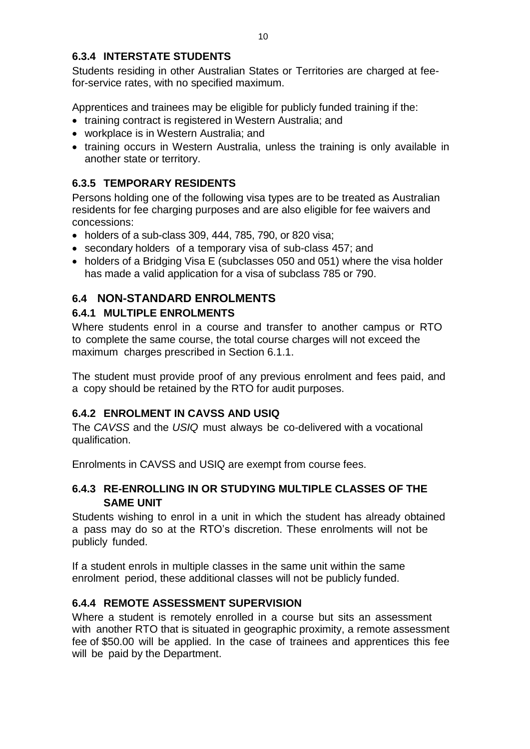### 6.3.4 INTERSTATE STUDENTS

Students residing in other Australian States or Territories are charged at fee-for-service rates, with no specified maximum.

Apprentices and trainees may be eligible for publicly funded training if the:

- training contract is registered in Western Australia; and
- workplace is in Western Australia; and
- training occurs in Western Australia, unless the training is only available in another state or territory.

### 6.3.5 TEMPORARY RESIDENTS

Persons holding one of the following visa types are to be treated as Australian residents for fee charging purposes and are also eligible for fee waivers and concessions:

- holders of a sub-class 309, 444, 785, 790, or 820 visa;
- secondary holders of a temporary visa of sub-class 457; and
- holders of a Bridging Visa E (subclasses 050 and 051) where the visa holder has made a valid application for a visa of subclass 785 or 790.

## 6.4 NON-STANDARD ENROLMENTS

### 6.4.1 MULTIPLE ENROLMENTS

Where students enrol in a course and transfer to another campus or RTO to complete the same course, the total course charges will not exceed the maximum charges prescribed in Section 6.1.1.

The student must provide proof of any previous enrolment and fees paid, and a copy should be retained by the RTO for audit purposes.

### 6.4.2 ENROLMENT IN CAVSS AND USIQ

The *CAVSS* and the *USIQ* must always be co-delivered with a vocational qualification.

Enrolments in CAVSS and USIQ are exempt from course fees.

### 6.4.3 RE-ENROLLING IN OR STUDYING MULTIPLE CLASSES OF THE SAME UNIT

Students wishing to enrol in a unit in which the student has already obtained a pass may do so at the RTO's discretion. These enrolments will not be publicly funded.

If a student enrols in multiple classes in the same unit within the same enrolment period, these additional classes will not be publicly funded.

### 6.4.4 REMOTE ASSESSMENT SUPERVISION

Where a student is remotely enrolled in a course but sits an assessment with another RTO that is situated in geographic proximity, a remote assessment fee of $50.00 will be applied. In the case of trainees and apprentices this fee will be paid by the Department.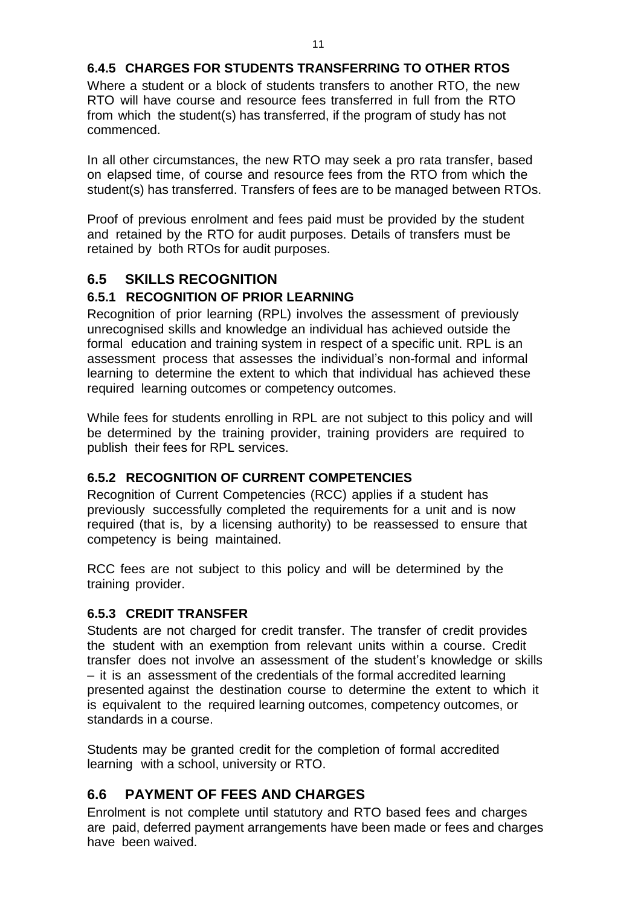#### 6.4.5 CHARGES FOR STUDENTS TRANSFERRING TO OTHER RTOS

Where a student or a block of students transfers to another RTO, the new RTO will have course and resource fees transferred in full from the RTO from which the student(s) has transferred, if the program of study has not commenced.

In all other circumstances, the new RTO may seek a pro rata transfer, based on elapsed time, of course and resource fees from the RTO from which the student(s) has transferred. Transfers of fees are to be managed between RTOs.

Proof of previous enrolment and fees paid must be provided by the student and retained by the RTO for audit purposes. Details of transfers must be retained by both RTOs for audit purposes.

### 6.5 SKILLS RECOGNITION

#### 6.5.1 RECOGNITION OF PRIOR LEARNING

Recognition of prior learning (RPL) involves the assessment of previously unrecognised skills and knowledge an individual has achieved outside the formal education and training system in respect of a specific unit. RPL is an assessment process that assesses the individual's non-formal and informal learning to determine the extent to which that individual has achieved these required learning outcomes or competency outcomes.

While fees for students enrolling in RPL are not subject to this policy and will be determined by the training provider, training providers are required to publish their fees for RPL services.

#### 6.5.2 RECOGNITION OF CURRENT COMPETENCIES

Recognition of Current Competencies (RCC) applies if a student has previously successfully completed the requirements for a unit and is now required (that is, by a licensing authority) to be reassessed to ensure that competency is being maintained.

RCC fees are not subject to this policy and will be determined by the training provider.

#### 6.5.3 CREDIT TRANSFER

Students are not charged for credit transfer. The transfer of credit provides the student with an exemption from relevant units within a course. Credit transfer does not involve an assessment of the student's knowledge or skills – it is an assessment of the credentials of the formal accredited learning presented against the destination course to determine the extent to which it is equivalent to the required learning outcomes, competency outcomes, or standards in a course.

Students may be granted credit for the completion of formal accredited learning with a school, university or RTO.

### 6.6 PAYMENT OF FEES AND CHARGES

Enrolment is not complete until statutory and RTO based fees and charges are paid, deferred payment arrangements have been made or fees and charges have been waived.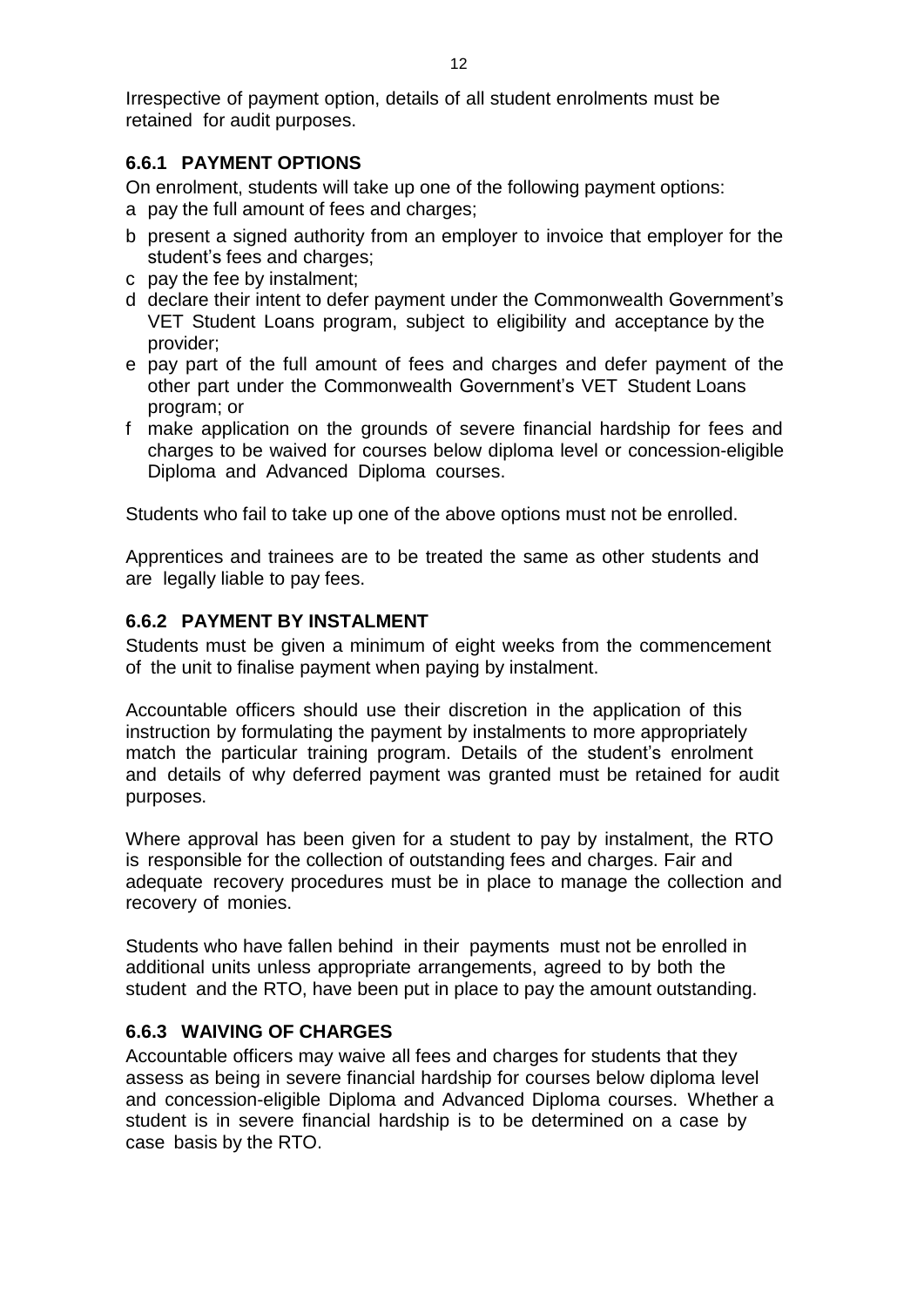Irrespective of payment option, details of all student enrolments must be retained for audit purposes.

### 6.6.1 PAYMENT OPTIONS

On enrolment, students will take up one of the following payment options:

a pay the full amount of fees and charges;

b present a signed authority from an employer to invoice that employer for the student's fees and charges;

c pay the fee by instalment;

d declare their intent to defer payment under the Commonwealth Government's VET Student Loans program, subject to eligibility and acceptance by the provider;

e pay part of the full amount of fees and charges and defer payment of the other part under the Commonwealth Government's VET Student Loans program; or

f make application on the grounds of severe financial hardship for fees and charges to be waived for courses below diploma level or concession-eligible Diploma and Advanced Diploma courses.

Students who fail to take up one of the above options must not be enrolled.

Apprentices and trainees are to be treated the same as other students and are legally liable to pay fees.

### 6.6.2 PAYMENT BY INSTALMENT

Students must be given a minimum of eight weeks from the commencement of the unit to finalise payment when paying by instalment.

Accountable officers should use their discretion in the application of this instruction by formulating the payment by instalments to more appropriately match the particular training program. Details of the student's enrolment and details of why deferred payment was granted must be retained for audit purposes.

Where approval has been given for a student to pay by instalment, the RTO is responsible for the collection of outstanding fees and charges. Fair and adequate recovery procedures must be in place to manage the collection and recovery of monies.

Students who have fallen behind in their payments must not be enrolled in additional units unless appropriate arrangements, agreed to by both the student and the RTO, have been put in place to pay the amount outstanding.

### 6.6.3 WAIVING OF CHARGES

Accountable officers may waive all fees and charges for students that they assess as being in severe financial hardship for courses below diploma level and concession-eligible Diploma and Advanced Diploma courses. Whether a student is in severe financial hardship is to be determined on a case by case basis by the RTO.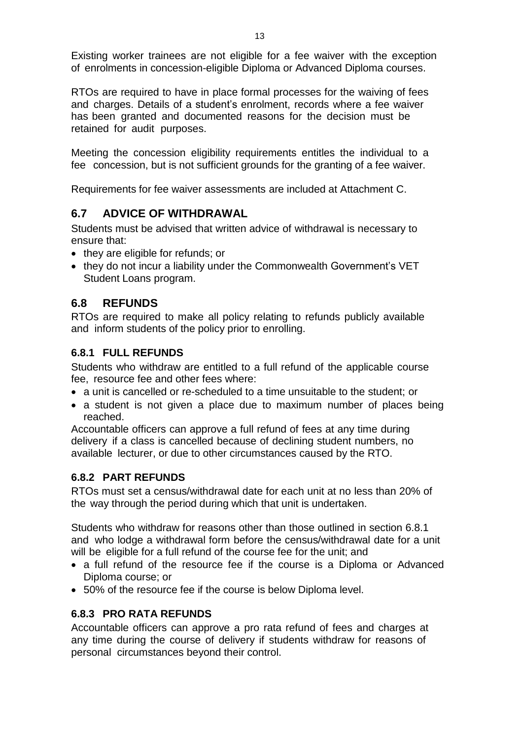Existing worker trainees are not eligible for a fee waiver with the exception of enrolments in concession-eligible Diploma or Advanced Diploma courses.

RTOs are required to have in place formal processes for the waiving of fees and charges. Details of a student's enrolment, records where a fee waiver has been granted and documented reasons for the decision must be retained for audit purposes.

Meeting the concession eligibility requirements entitles the individual to a fee concession, but is not sufficient grounds for the granting of a fee waiver.

Requirements for fee waiver assessments are included at Attachment C.

## 6.7 ADVICE OF WITHDRAWAL

Students must be advised that written advice of withdrawal is necessary to ensure that:

- they are eligible for refunds; or
- they do not incur a liability under the Commonwealth Government's VET Student Loans program.

## 6.8 REFUNDS

RTOs are required to make all policy relating to refunds publicly available and inform students of the policy prior to enrolling.

### 6.8.1 FULL REFUNDS

Students who withdraw are entitled to a full refund of the applicable course fee, resource fee and other fees where:

- a unit is cancelled or re-scheduled to a time unsuitable to the student; or
- a student is not given a place due to maximum number of places being reached.

Accountable officers can approve a full refund of fees at any time during delivery if a class is cancelled because of declining student numbers, no available lecturer, or due to other circumstances caused by the RTO.

### 6.8.2 PART REFUNDS

RTOs must set a census/withdrawal date for each unit at no less than 20% of the way through the period during which that unit is undertaken.

Students who withdraw for reasons other than those outlined in section 6.8.1 and who lodge a withdrawal form before the census/withdrawal date for a unit will be eligible for a full refund of the course fee for the unit; and

- a full refund of the resource fee if the course is a Diploma or Advanced Diploma course; or
- 50% of the resource fee if the course is below Diploma level.

### 6.8.3 PRO RATA REFUNDS

Accountable officers can approve a pro rata refund of fees and charges at any time during the course of delivery if students withdraw for reasons of personal circumstances beyond their control.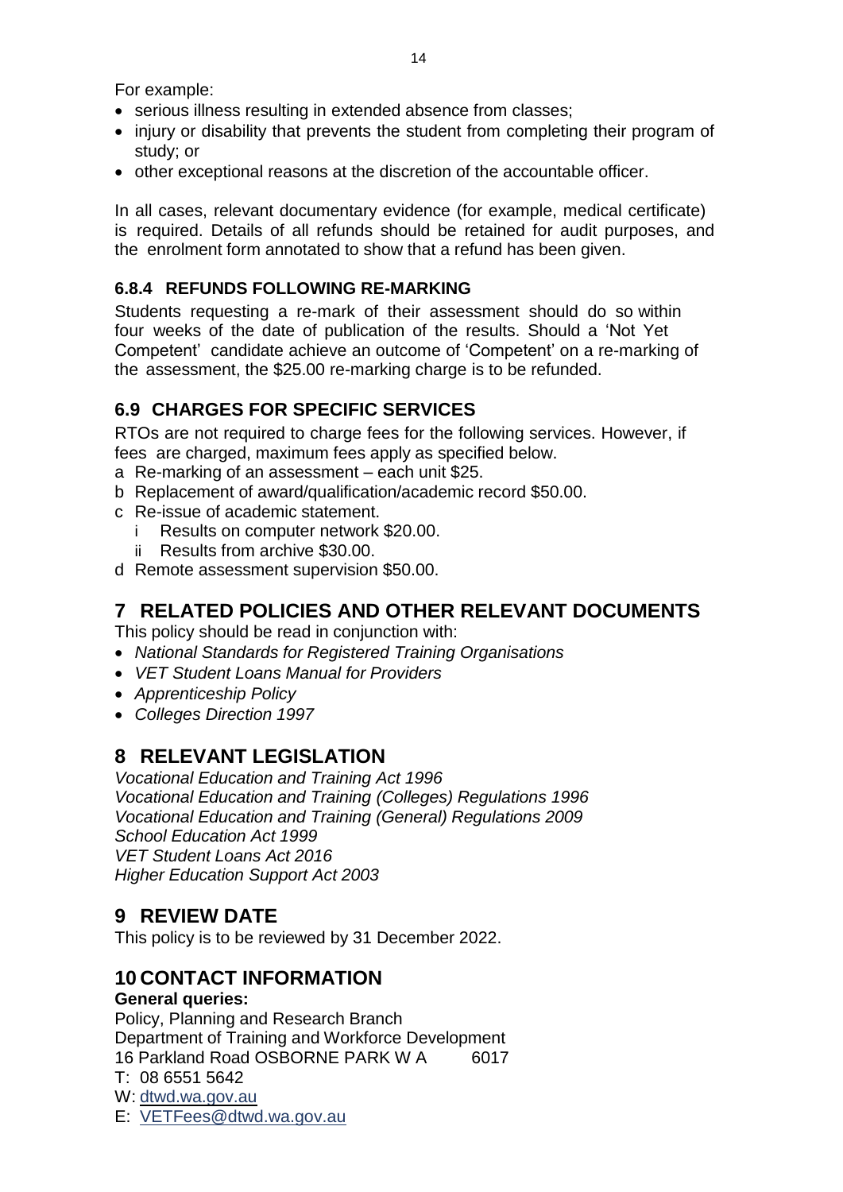For example:

- serious illness resulting in extended absence from classes;
- injury or disability that prevents the student from completing their program of study; or
- other exceptional reasons at the discretion of the accountable officer.

In all cases, relevant documentary evidence (for example, medical certificate) is required. Details of all refunds should be retained for audit purposes, and the enrolment form annotated to show that a refund has been given.

### 6.8.4 REFUNDS FOLLOWING RE-MARKING

Students requesting a re-mark of their assessment should do so within four weeks of the date of publication of the results. Should a 'Not Yet Competent' candidate achieve an outcome of 'Competent' on a re-marking of the assessment, the $25.00 re-marking charge is to be refunded.

## 6.9 CHARGES FOR SPECIFIC SERVICES

RTOs are not required to charge fees for the following services. However, if fees are charged, maximum fees apply as specified below.

a Re-marking of an assessment – each unit $25.

b Replacement of award/qualification/academic record $50.00.

c Re-issue of academic statement.

  i Results on computer network $20.00.

  ii Results from archive $30.00.

d Remote assessment supervision $50.00.

# 7 RELATED POLICIES AND OTHER RELEVANT DOCUMENTS

This policy should be read in conjunction with:

- *National Standards for Registered Training Organisations*
- *VET Student Loans Manual for Providers*
- *Apprenticeship Policy*
- *Colleges Direction 1997*

# 8 RELEVANT LEGISLATION

*Vocational Education and Training Act 1996*
*Vocational Education and Training (Colleges) Regulations 1996*
*Vocational Education and Training (General) Regulations 2009*
*School Education Act 1999*
*VET Student Loans Act 2016*
*Higher Education Support Act 2003*

# 9 REVIEW DATE

This policy is to be reviewed by 31 December 2022.

# 10 CONTACT INFORMATION

**General queries:**

Policy, Planning and Research Branch
Department of Training and Workforce Development
16 Parkland Road OSBORNE PARK W A 6017
T: 08 6551 5642
W: dtwd.wa.gov.au
E: VETFees@dtwd.wa.gov.au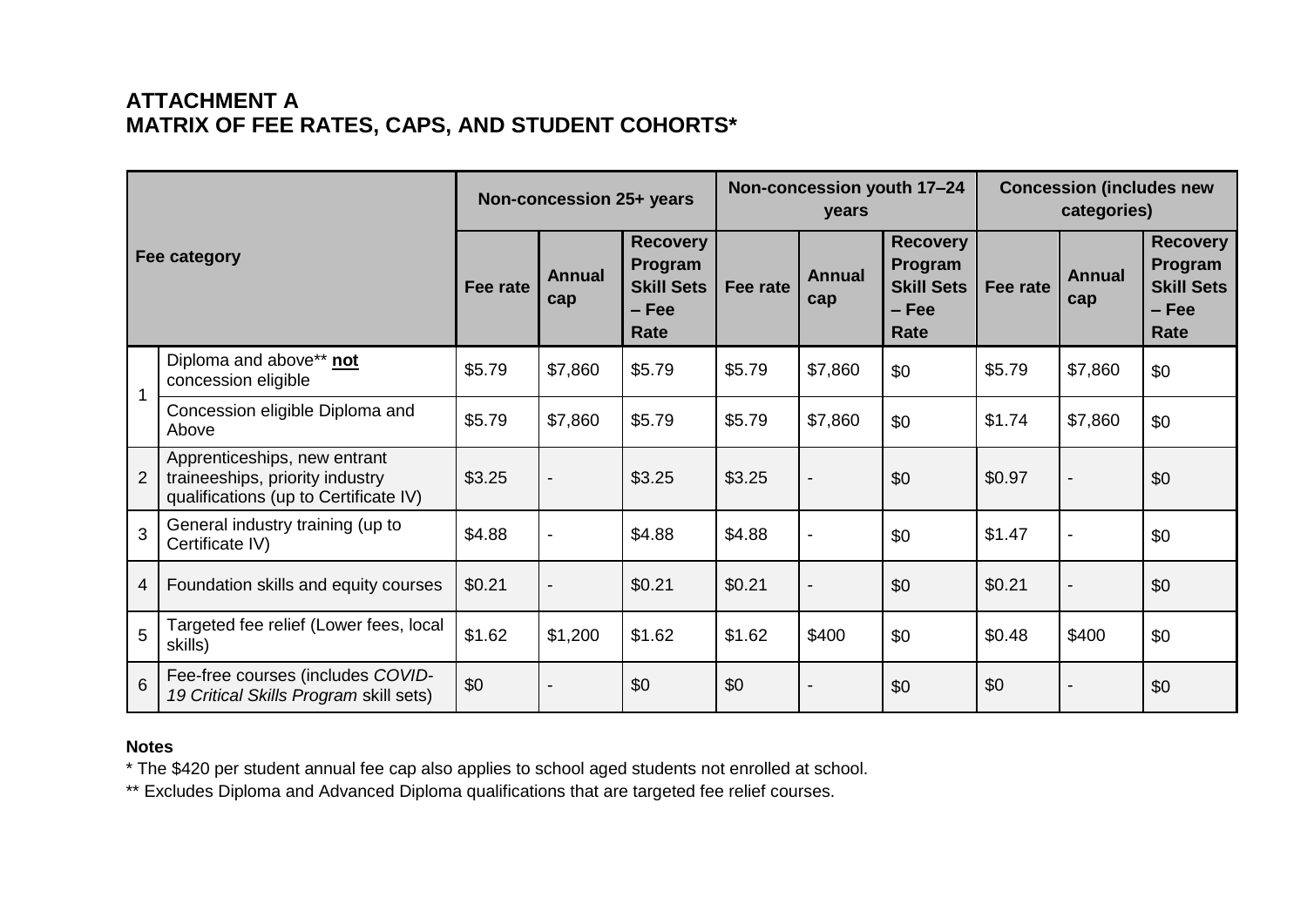## ATTACHMENT A
## MATRIX OF FEE RATES, CAPS, AND STUDENT COHORTS*

| Fee category | | Non-concession 25+ years | | | Non-concession youth 17–24 years | | | Concession (includes new categories) | | |
|---|---|---|---|---|---|---|---|---|---|---|
| | | Fee rate | Annual cap | Recovery Program Skill Sets – Fee Rate | Fee rate | Annual cap | Recovery Program Skill Sets – Fee Rate | Fee rate | Annual cap | Recovery Program Skill Sets – Fee Rate |
| 1 | Diploma and above** **not** concession eligible | $5.79 | $7,860 | $5.79 | $5.79 | $7,860 | $0 | $5.79 | $7,860 | $0 |
| | Concession eligible Diploma and Above | $5.79 | $7,860 | $5.79 | $5.79 | $7,860 | $0 | $1.74 | $7,860 | $0 |
| 2 | Apprenticeships, new entrant traineeships, priority industry qualifications (up to Certificate IV) | $3.25 | - | $3.25 | $3.25 | - | $0 | $0.97 | - | $0 |
| 3 | General industry training (up to Certificate IV) | $4.88 | - | $4.88 | $4.88 | - | $0 | $1.47 | - | $0 |
| 4 | Foundation skills and equity courses | $0.21 | - | $0.21 | $0.21 | - | $0 | $0.21 | - | $0 |
| 5 | Targeted fee relief (Lower fees, local skills) | $1.62 | $1,200 | $1.62 | $1.62 | $400 | $0 | $0.48 | $400 | $0 |
| 6 | Fee-free courses (includes *COVID-19 Critical Skills Program* skill sets) | $0 | - | $0 | $0 | - | $0 | $0 | - | $0 |

**Notes**

* The $420 per student annual fee cap also applies to school aged students not enrolled at school.

** Excludes Diploma and Advanced Diploma qualifications that are targeted fee relief courses.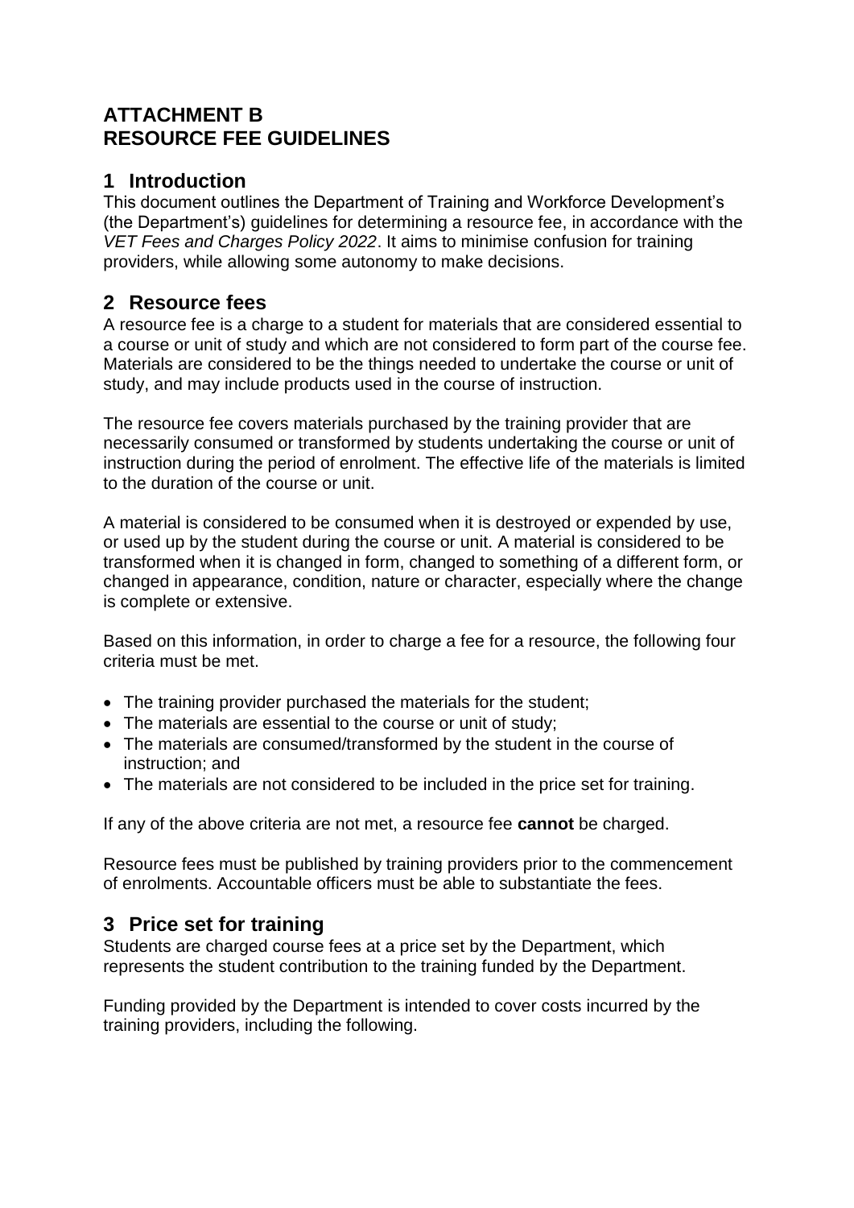# ATTACHMENT B
# RESOURCE FEE GUIDELINES

## 1 Introduction

This document outlines the Department of Training and Workforce Development's (the Department's) guidelines for determining a resource fee, in accordance with the *VET Fees and Charges Policy 2022*. It aims to minimise confusion for training providers, while allowing some autonomy to make decisions.

## 2 Resource fees

A resource fee is a charge to a student for materials that are considered essential to a course or unit of study and which are not considered to form part of the course fee. Materials are considered to be the things needed to undertake the course or unit of study, and may include products used in the course of instruction.

The resource fee covers materials purchased by the training provider that are necessarily consumed or transformed by students undertaking the course or unit of instruction during the period of enrolment. The effective life of the materials is limited to the duration of the course or unit.

A material is considered to be consumed when it is destroyed or expended by use, or used up by the student during the course or unit. A material is considered to be transformed when it is changed in form, changed to something of a different form, or changed in appearance, condition, nature or character, especially where the change is complete or extensive.

Based on this information, in order to charge a fee for a resource, the following four criteria must be met.

- The training provider purchased the materials for the student;
- The materials are essential to the course or unit of study;
- The materials are consumed/transformed by the student in the course of instruction; and
- The materials are not considered to be included in the price set for training.

If any of the above criteria are not met, a resource fee **cannot** be charged.

Resource fees must be published by training providers prior to the commencement of enrolments. Accountable officers must be able to substantiate the fees.

## 3 Price set for training

Students are charged course fees at a price set by the Department, which represents the student contribution to the training funded by the Department.

Funding provided by the Department is intended to cover costs incurred by the training providers, including the following.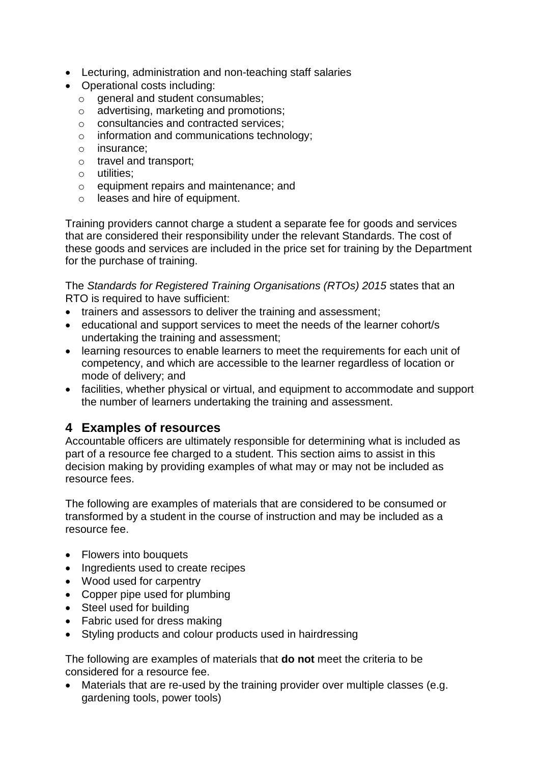- Lecturing, administration and non-teaching staff salaries
- Operational costs including:
  - general and student consumables;
  - advertising, marketing and promotions;
  - consultancies and contracted services;
  - information and communications technology;
  - insurance;
  - travel and transport;
  - utilities;
  - equipment repairs and maintenance; and
  - leases and hire of equipment.

Training providers cannot charge a student a separate fee for goods and services that are considered their responsibility under the relevant Standards. The cost of these goods and services are included in the price set for training by the Department for the purchase of training.

The *Standards for Registered Training Organisations (RTOs) 2015* states that an RTO is required to have sufficient:

- trainers and assessors to deliver the training and assessment;
- educational and support services to meet the needs of the learner cohort/s undertaking the training and assessment;
- learning resources to enable learners to meet the requirements for each unit of competency, and which are accessible to the learner regardless of location or mode of delivery; and
- facilities, whether physical or virtual, and equipment to accommodate and support the number of learners undertaking the training and assessment.

## 4 Examples of resources

Accountable officers are ultimately responsible for determining what is included as part of a resource fee charged to a student. This section aims to assist in this decision making by providing examples of what may or may not be included as resource fees.

The following are examples of materials that are considered to be consumed or transformed by a student in the course of instruction and may be included as a resource fee.

- Flowers into bouquets
- Ingredients used to create recipes
- Wood used for carpentry
- Copper pipe used for plumbing
- Steel used for building
- Fabric used for dress making
- Styling products and colour products used in hairdressing

The following are examples of materials that **do not** meet the criteria to be considered for a resource fee.

- Materials that are re-used by the training provider over multiple classes (e.g. gardening tools, power tools)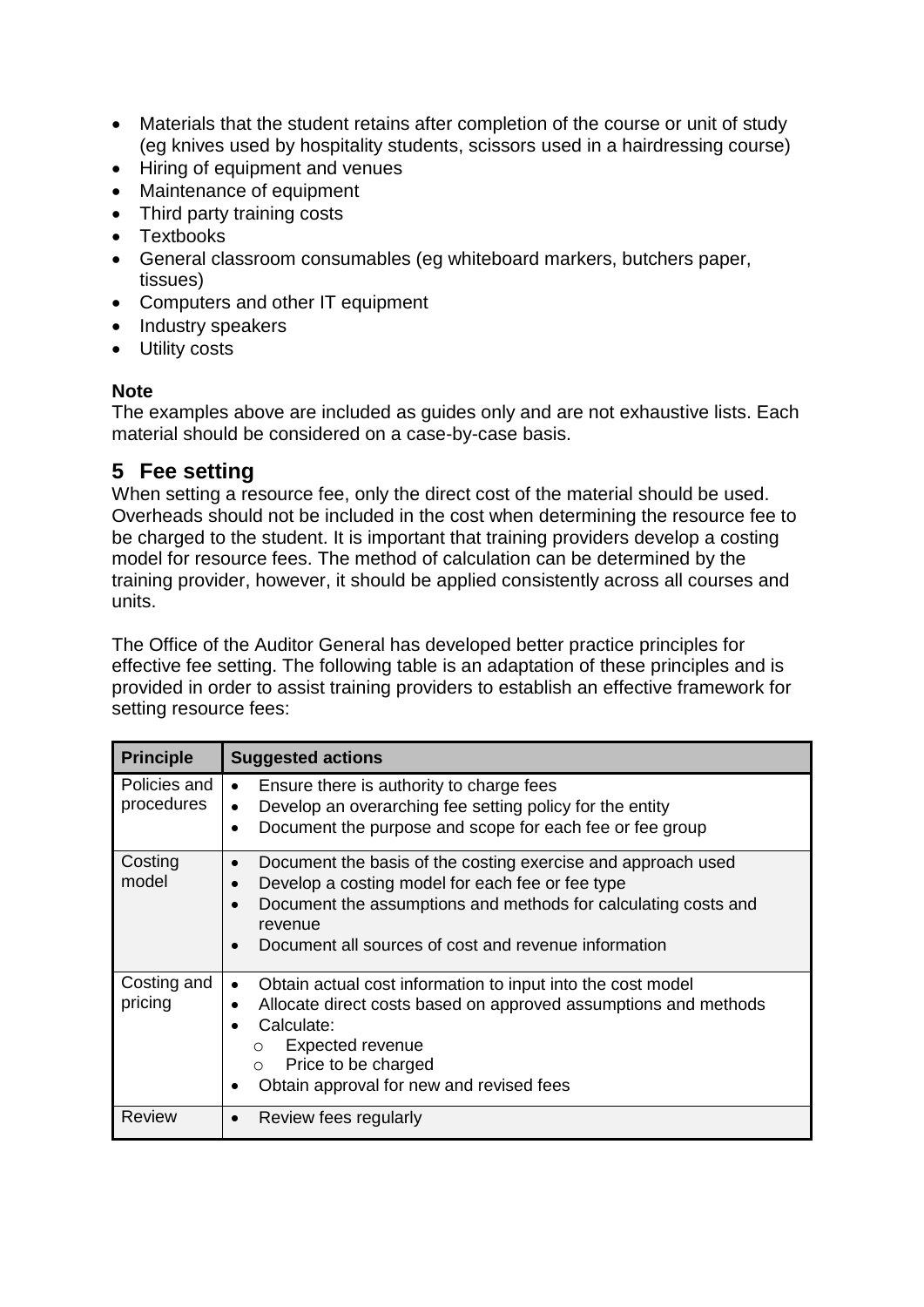- Materials that the student retains after completion of the course or unit of study (eg knives used by hospitality students, scissors used in a hairdressing course)
- Hiring of equipment and venues
- Maintenance of equipment
- Third party training costs
- Textbooks
- General classroom consumables (eg whiteboard markers, butchers paper, tissues)
- Computers and other IT equipment
- Industry speakers
- Utility costs

**Note**
The examples above are included as guides only and are not exhaustive lists. Each material should be considered on a case-by-case basis.

## 5 Fee setting

When setting a resource fee, only the direct cost of the material should be used. Overheads should not be included in the cost when determining the resource fee to be charged to the student. It is important that training providers develop a costing model for resource fees. The method of calculation can be determined by the training provider, however, it should be applied consistently across all courses and units.

The Office of the Auditor General has developed better practice principles for effective fee setting. The following table is an adaptation of these principles and is provided in order to assist training providers to establish an effective framework for setting resource fees:

| Principle | Suggested actions |
|---|---|
| Policies and procedures | • Ensure there is authority to charge fees<br>• Develop an overarching fee setting policy for the entity<br>• Document the purpose and scope for each fee or fee group |
| Costing model | • Document the basis of the costing exercise and approach used<br>• Develop a costing model for each fee or fee type<br>• Document the assumptions and methods for calculating costs and revenue<br>• Document all sources of cost and revenue information |
| Costing and pricing | • Obtain actual cost information to input into the cost model<br>• Allocate direct costs based on approved assumptions and methods<br>• Calculate:<br>&nbsp;&nbsp;○ Expected revenue<br>&nbsp;&nbsp;○ Price to be charged<br>• Obtain approval for new and revised fees |
| Review | • Review fees regularly |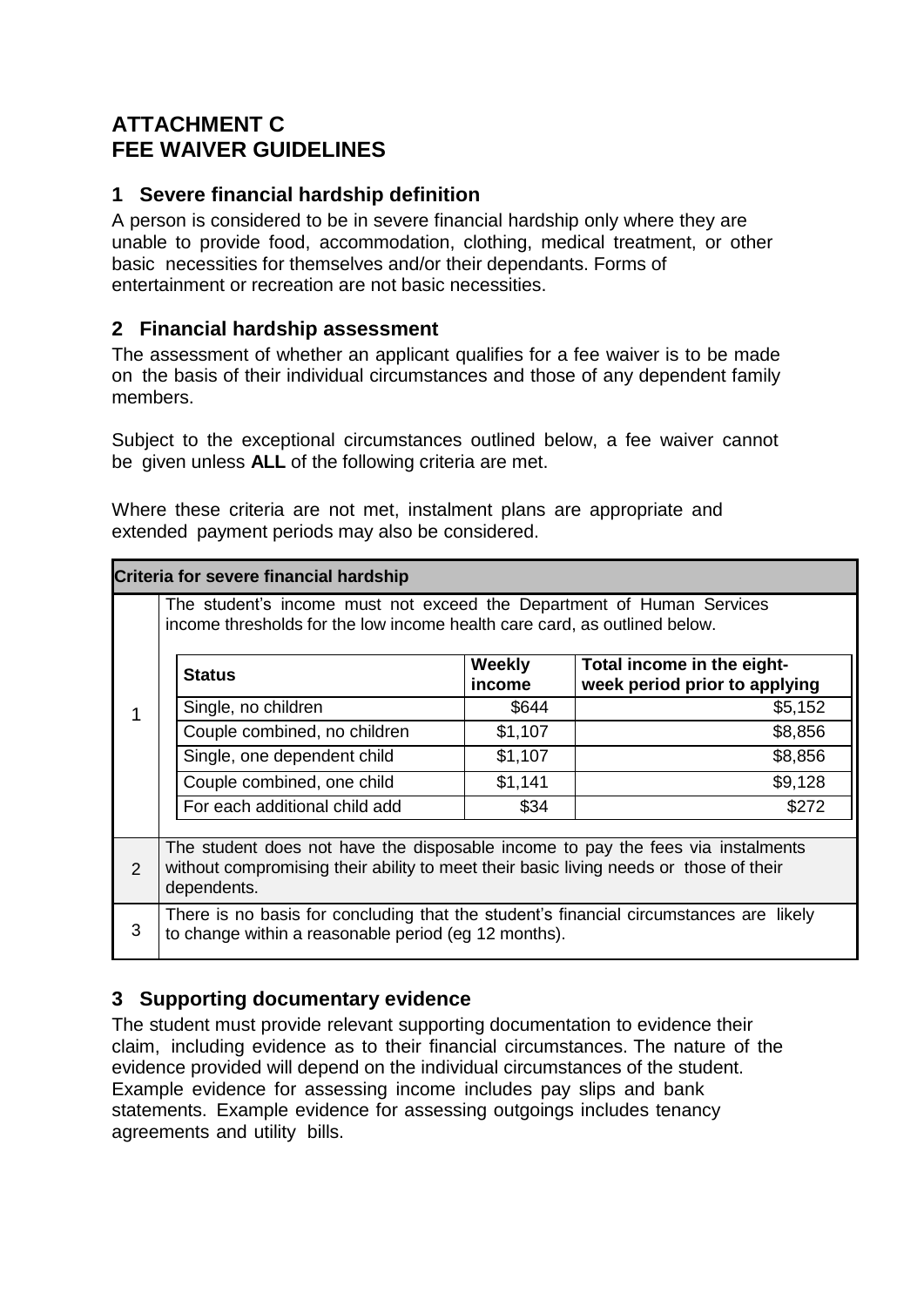# ATTACHMENT C
# FEE WAIVER GUIDELINES

## 1 Severe financial hardship definition

A person is considered to be in severe financial hardship only where they are unable to provide food, accommodation, clothing, medical treatment, or other basic necessities for themselves and/or their dependants. Forms of entertainment or recreation are not basic necessities.

## 2 Financial hardship assessment

The assessment of whether an applicant qualifies for a fee waiver is to be made on the basis of their individual circumstances and those of any dependent family members.

Subject to the exceptional circumstances outlined below, a fee waiver cannot be given unless **ALL** of the following criteria are met.

Where these criteria are not met, instalment plans are appropriate and extended payment periods may also be considered.

| Criteria for severe financial hardship | |
|---|---|
| 1 | The student's income must not exceed the Department of Human Services income thresholds for the low income health care card, as outlined below. |
| 2 | The student does not have the disposable income to pay the fees via instalments without compromising their ability to meet their basic living needs or those of their dependents. |
| 3 | There is no basis for concluding that the student's financial circumstances are likely to change within a reasonable period (eg 12 months). |

| Status | Weekly income | Total income in the eight-week period prior to applying |
|---|---|---|
| Single, no children | $644 | $5,152 |
| Couple combined, no children | $1,107 | $8,856 |
| Single, one dependent child | $1,107 | $8,856 |
| Couple combined, one child | $1,141 | $9,128 |
| For each additional child add | $34 | $272 |

## 3 Supporting documentary evidence

The student must provide relevant supporting documentation to evidence their claim, including evidence as to their financial circumstances. The nature of the evidence provided will depend on the individual circumstances of the student. Example evidence for assessing income includes pay slips and bank statements. Example evidence for assessing outgoings includes tenancy agreements and utility bills.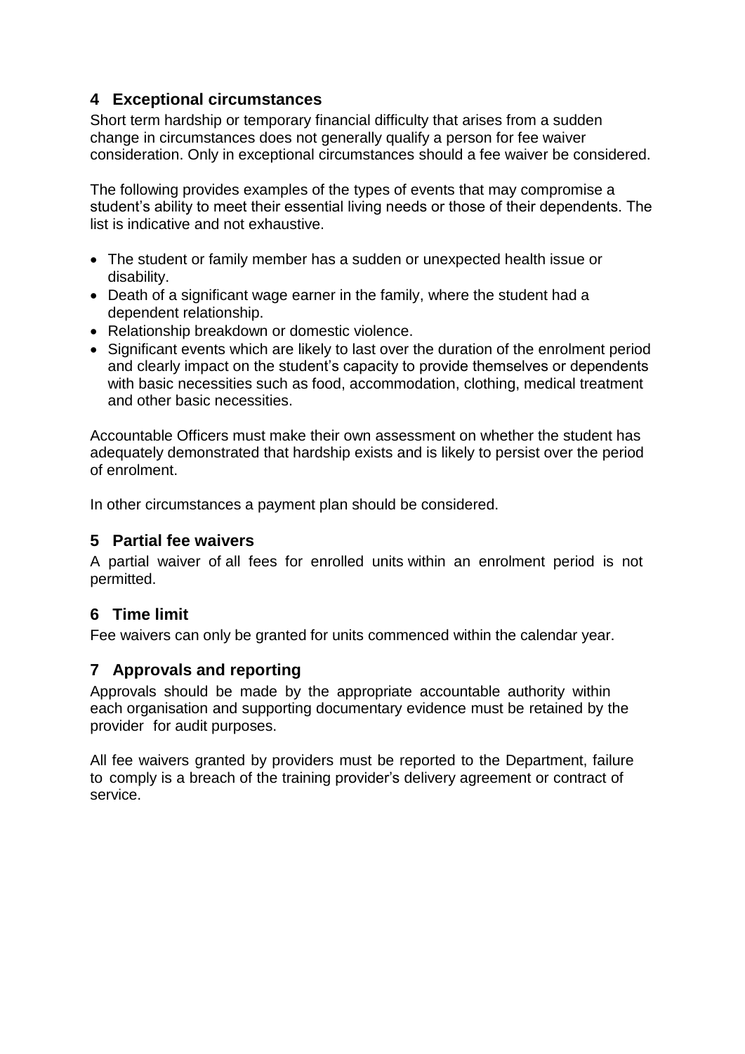## 4 Exceptional circumstances

Short term hardship or temporary financial difficulty that arises from a sudden change in circumstances does not generally qualify a person for fee waiver consideration. Only in exceptional circumstances should a fee waiver be considered.

The following provides examples of the types of events that may compromise a student's ability to meet their essential living needs or those of their dependents. The list is indicative and not exhaustive.

- The student or family member has a sudden or unexpected health issue or disability.
- Death of a significant wage earner in the family, where the student had a dependent relationship.
- Relationship breakdown or domestic violence.
- Significant events which are likely to last over the duration of the enrolment period and clearly impact on the student's capacity to provide themselves or dependents with basic necessities such as food, accommodation, clothing, medical treatment and other basic necessities.

Accountable Officers must make their own assessment on whether the student has adequately demonstrated that hardship exists and is likely to persist over the period of enrolment.

In other circumstances a payment plan should be considered.

## 5 Partial fee waivers

A partial waiver of all fees for enrolled units within an enrolment period is not permitted.

## 6 Time limit

Fee waivers can only be granted for units commenced within the calendar year.

## 7 Approvals and reporting

Approvals should be made by the appropriate accountable authority within each organisation and supporting documentary evidence must be retained by the provider for audit purposes.

All fee waivers granted by providers must be reported to the Department, failure to comply is a breach of the training provider's delivery agreement or contract of service.